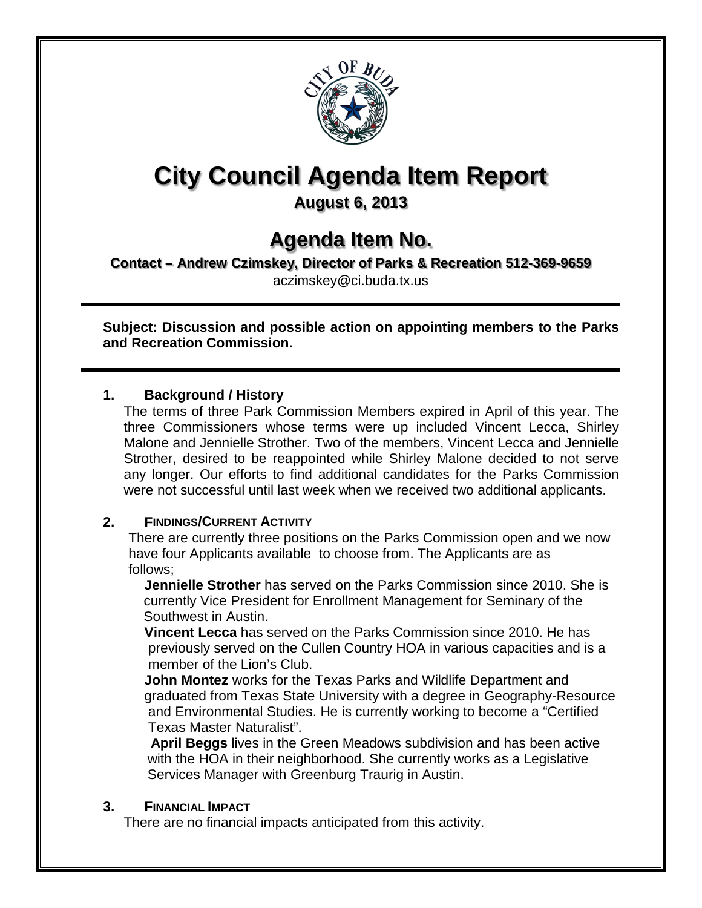# City Council Agenda Item Report

**August 6, 2013**

## Agenda Item No.

**Contact – Andrew Czimskey, Director of Parks & Recreation 512-369-9659**
aczimskey@ci.buda.tx.us

**Subject: Discussion and possible action on appointing members to the Parks and Recreation Commission.**

### 1. Background / History

The terms of three Park Commission Members expired in April of this year. The three Commissioners whose terms were up included Vincent Lecca, Shirley Malone and Jennielle Strother. Two of the members, Vincent Lecca and Jennielle Strother, desired to be reappointed while Shirley Malone decided to not serve any longer. Our efforts to find additional candidates for the Parks Commission were not successful until last week when we received two additional applicants.

### 2. Findings/Current Activity

There are currently three positions on the Parks Commission open and we now have four Applicants available to choose from. The Applicants are as follows;

**Jennielle Strother** has served on the Parks Commission since 2010. She is currently Vice President for Enrollment Management for Seminary of the Southwest in Austin.

**Vincent Lecca** has served on the Parks Commission since 2010. He has previously served on the Cullen Country HOA in various capacities and is a member of the Lion's Club.

**John Montez** works for the Texas Parks and Wildlife Department and graduated from Texas State University with a degree in Geography-Resource and Environmental Studies. He is currently working to become a "Certified Texas Master Naturalist".

**April Beggs** lives in the Green Meadows subdivision and has been active with the HOA in their neighborhood. She currently works as a Legislative Services Manager with Greenburg Traurig in Austin.

### 3. Financial Impact

There are no financial impacts anticipated from this activity.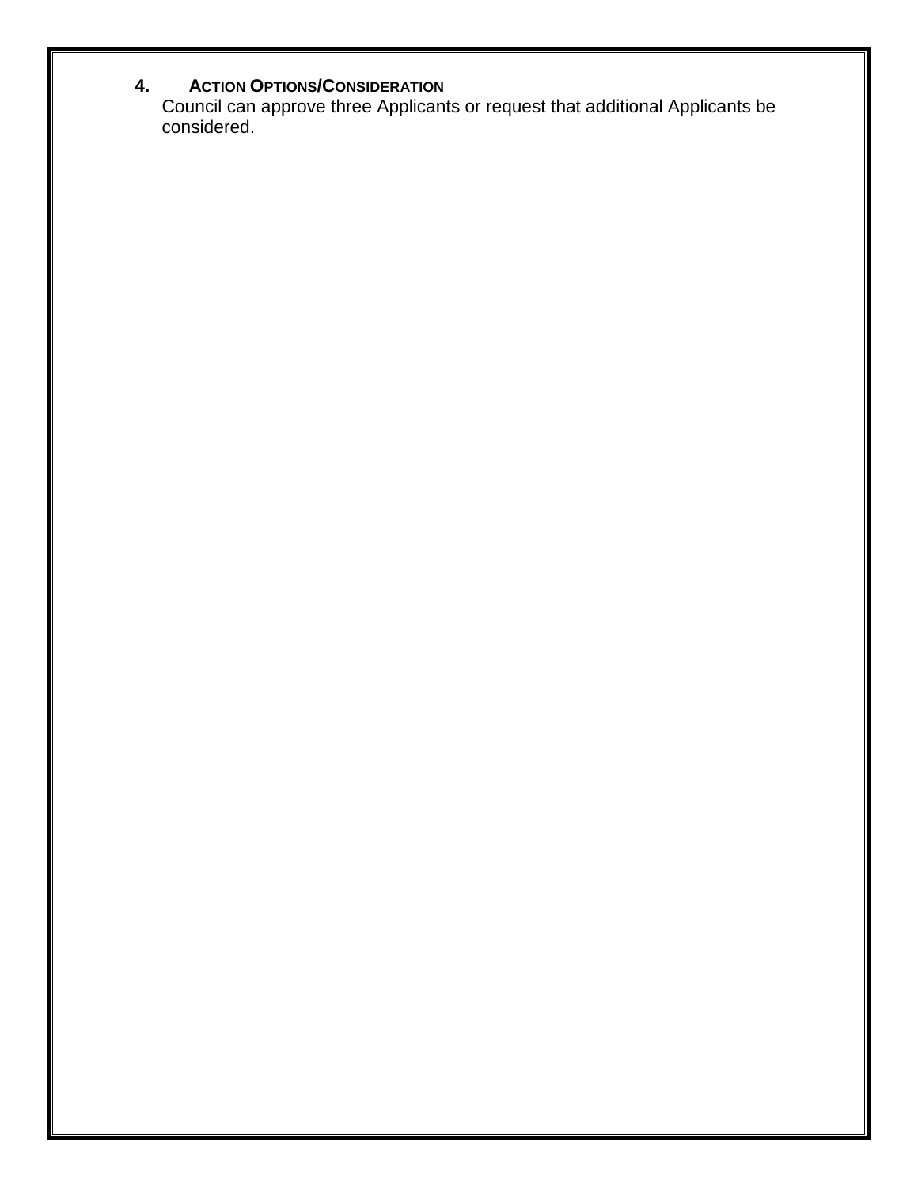## 4. ACTION OPTIONS/CONSIDERATION

Council can approve three Applicants or request that additional Applicants be considered.